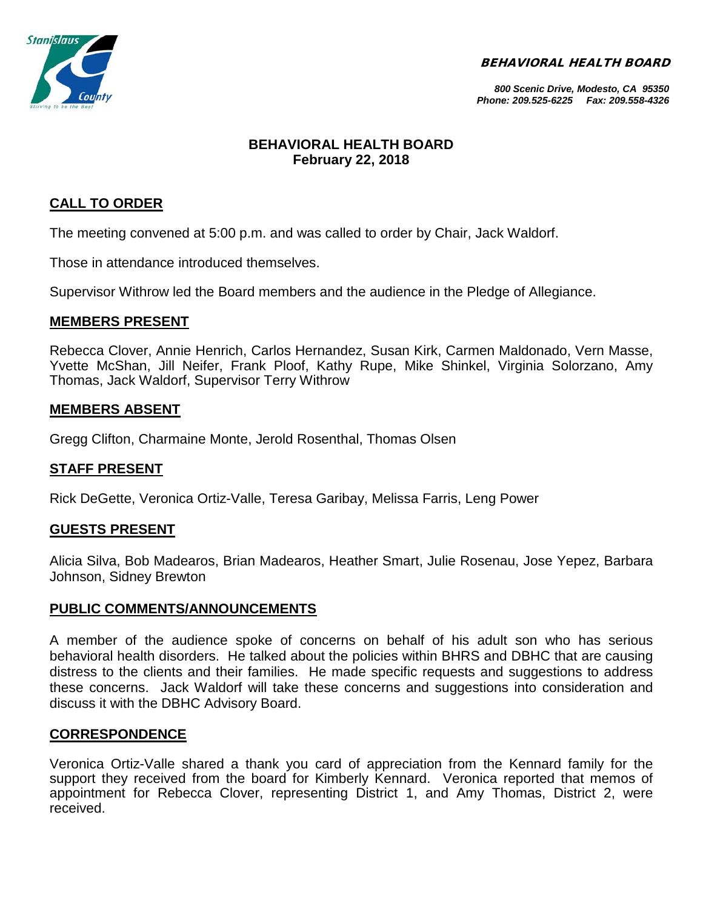**BEHAVIORAL HEALTH BOARD**

*800 Scenic Drive, Modesto, CA 95350*
*Phone: 209.525-6225 Fax: 209.558-4326*

# BEHAVIORAL HEALTH BOARD
## February 22, 2018

## CALL TO ORDER

The meeting convened at 5:00 p.m. and was called to order by Chair, Jack Waldorf.

Those in attendance introduced themselves.

Supervisor Withrow led the Board members and the audience in the Pledge of Allegiance.

## MEMBERS PRESENT

Rebecca Clover, Annie Henrich, Carlos Hernandez, Susan Kirk, Carmen Maldonado, Vern Masse, Yvette McShan, Jill Neifer, Frank Ploof, Kathy Rupe, Mike Shinkel, Virginia Solorzano, Amy Thomas, Jack Waldorf, Supervisor Terry Withrow

## MEMBERS ABSENT

Gregg Clifton, Charmaine Monte, Jerold Rosenthal, Thomas Olsen

## STAFF PRESENT

Rick DeGette, Veronica Ortiz-Valle, Teresa Garibay, Melissa Farris, Leng Power

## GUESTS PRESENT

Alicia Silva, Bob Madearos, Brian Madearos, Heather Smart, Julie Rosenau, Jose Yepez, Barbara Johnson, Sidney Brewton

## PUBLIC COMMENTS/ANNOUNCEMENTS

A member of the audience spoke of concerns on behalf of his adult son who has serious behavioral health disorders. He talked about the policies within BHRS and DBHC that are causing distress to the clients and their families. He made specific requests and suggestions to address these concerns. Jack Waldorf will take these concerns and suggestions into consideration and discuss it with the DBHC Advisory Board.

## CORRESPONDENCE

Veronica Ortiz-Valle shared a thank you card of appreciation from the Kennard family for the support they received from the board for Kimberly Kennard. Veronica reported that memos of appointment for Rebecca Clover, representing District 1, and Amy Thomas, District 2, were received.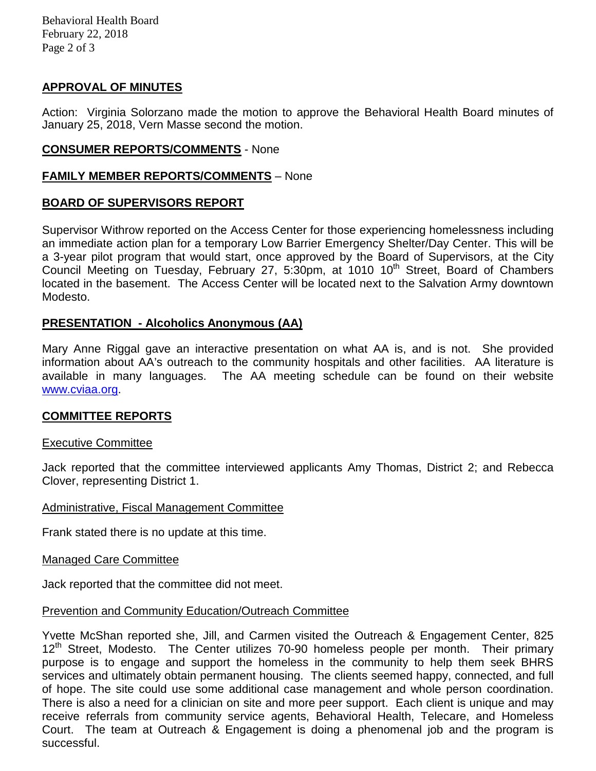## APPROVAL OF MINUTES

Action: Virginia Solorzano made the motion to approve the Behavioral Health Board minutes of January 25, 2018, Vern Masse second the motion.

## CONSUMER REPORTS/COMMENTS - None

## FAMILY MEMBER REPORTS/COMMENTS – None

## BOARD OF SUPERVISORS REPORT

Supervisor Withrow reported on the Access Center for those experiencing homelessness including an immediate action plan for a temporary Low Barrier Emergency Shelter/Day Center. This will be a 3-year pilot program that would start, once approved by the Board of Supervisors, at the City Council Meeting on Tuesday, February 27, 5:30pm, at 1010 10th Street, Board of Chambers located in the basement. The Access Center will be located next to the Salvation Army downtown Modesto.

## PRESENTATION - Alcoholics Anonymous (AA)

Mary Anne Riggal gave an interactive presentation on what AA is, and is not. She provided information about AA's outreach to the community hospitals and other facilities. AA literature is available in many languages. The AA meeting schedule can be found on their website www.cviaa.org.

## COMMITTEE REPORTS

### Executive Committee

Jack reported that the committee interviewed applicants Amy Thomas, District 2; and Rebecca Clover, representing District 1.

### Administrative, Fiscal Management Committee

Frank stated there is no update at this time.

### Managed Care Committee

Jack reported that the committee did not meet.

### Prevention and Community Education/Outreach Committee

Yvette McShan reported she, Jill, and Carmen visited the Outreach & Engagement Center, 825 12th Street, Modesto. The Center utilizes 70-90 homeless people per month. Their primary purpose is to engage and support the homeless in the community to help them seek BHRS services and ultimately obtain permanent housing. The clients seemed happy, connected, and full of hope. The site could use some additional case management and whole person coordination. There is also a need for a clinician on site and more peer support. Each client is unique and may receive referrals from community service agents, Behavioral Health, Telecare, and Homeless Court. The team at Outreach & Engagement is doing a phenomenal job and the program is successful.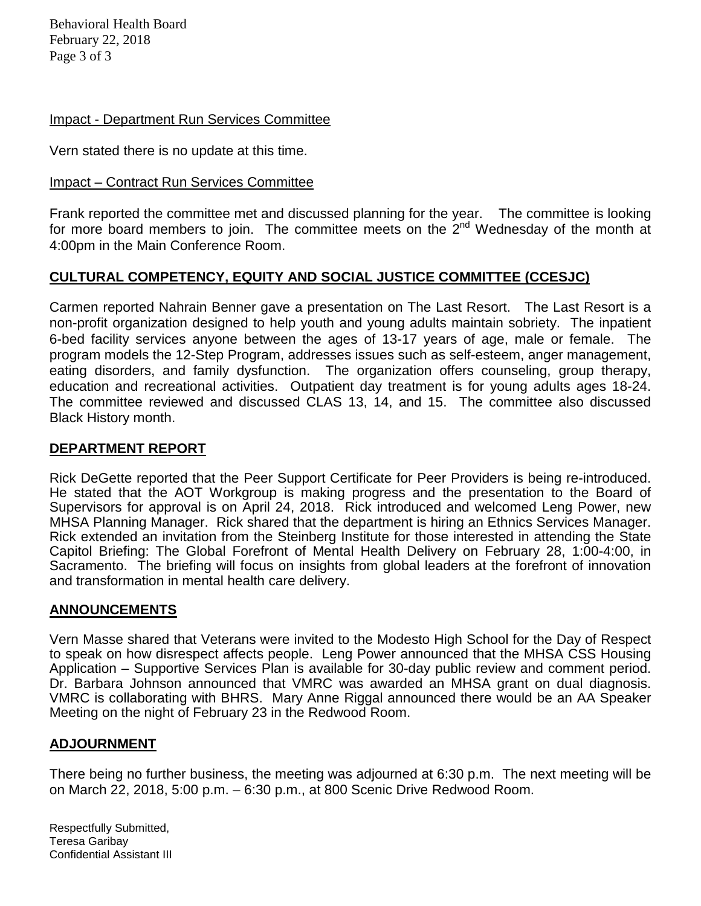Impact - Department Run Services Committee

Vern stated there is no update at this time.

Impact – Contract Run Services Committee

Frank reported the committee met and discussed planning for the year. The committee is looking for more board members to join. The committee meets on the 2nd Wednesday of the month at 4:00pm in the Main Conference Room.

## CULTURAL COMPETENCY, EQUITY AND SOCIAL JUSTICE COMMITTEE (CCESJC)

Carmen reported Nahrain Benner gave a presentation on The Last Resort. The Last Resort is a non-profit organization designed to help youth and young adults maintain sobriety. The inpatient 6-bed facility services anyone between the ages of 13-17 years of age, male or female. The program models the 12-Step Program, addresses issues such as self-esteem, anger management, eating disorders, and family dysfunction. The organization offers counseling, group therapy, education and recreational activities. Outpatient day treatment is for young adults ages 18-24. The committee reviewed and discussed CLAS 13, 14, and 15. The committee also discussed Black History month.

## DEPARTMENT REPORT

Rick DeGette reported that the Peer Support Certificate for Peer Providers is being re-introduced. He stated that the AOT Workgroup is making progress and the presentation to the Board of Supervisors for approval is on April 24, 2018. Rick introduced and welcomed Leng Power, new MHSA Planning Manager. Rick shared that the department is hiring an Ethnics Services Manager. Rick extended an invitation from the Steinberg Institute for those interested in attending the State Capitol Briefing: The Global Forefront of Mental Health Delivery on February 28, 1:00-4:00, in Sacramento. The briefing will focus on insights from global leaders at the forefront of innovation and transformation in mental health care delivery.

## ANNOUNCEMENTS

Vern Masse shared that Veterans were invited to the Modesto High School for the Day of Respect to speak on how disrespect affects people. Leng Power announced that the MHSA CSS Housing Application – Supportive Services Plan is available for 30-day public review and comment period. Dr. Barbara Johnson announced that VMRC was awarded an MHSA grant on dual diagnosis. VMRC is collaborating with BHRS. Mary Anne Riggal announced there would be an AA Speaker Meeting on the night of February 23 in the Redwood Room.

## ADJOURNMENT

There being no further business, the meeting was adjourned at 6:30 p.m. The next meeting will be on March 22, 2018, 5:00 p.m. – 6:30 p.m., at 800 Scenic Drive Redwood Room.

Respectfully Submitted,
Teresa Garibay
Confidential Assistant III